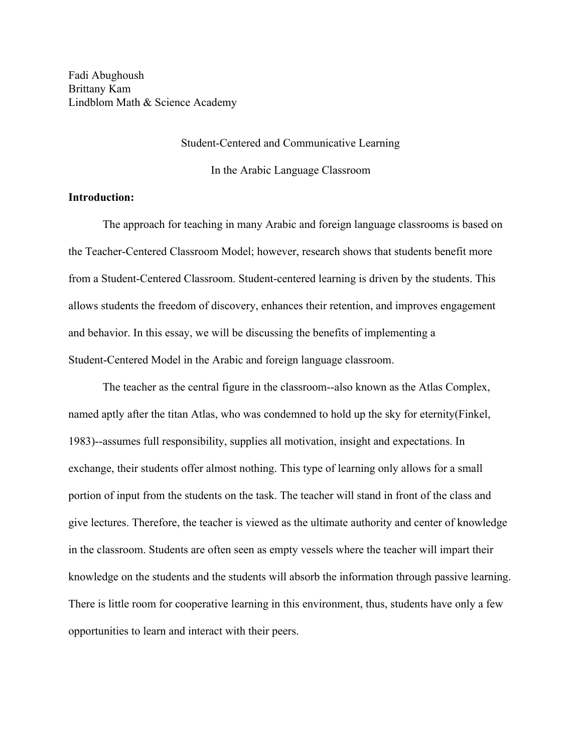Fadi Abughoush
Brittany Kam
Lindblom Math & Science Academy

Student-Centered and Communicative Learning

In the Arabic Language Classroom

**Introduction:**

The approach for teaching in many Arabic and foreign language classrooms is based on the Teacher-Centered Classroom Model; however, research shows that students benefit more from a Student-Centered Classroom. Student-centered learning is driven by the students. This allows students the freedom of discovery, enhances their retention, and improves engagement and behavior. In this essay, we will be discussing the benefits of implementing a Student-Centered Model in the Arabic and foreign language classroom.

The teacher as the central figure in the classroom--also known as the Atlas Complex, named aptly after the titan Atlas, who was condemned to hold up the sky for eternity(Finkel, 1983)--assumes full responsibility, supplies all motivation, insight and expectations. In exchange, their students offer almost nothing. This type of learning only allows for a small portion of input from the students on the task. The teacher will stand in front of the class and give lectures. Therefore, the teacher is viewed as the ultimate authority and center of knowledge in the classroom. Students are often seen as empty vessels where the teacher will impart their knowledge on the students and the students will absorb the information through passive learning. There is little room for cooperative learning in this environment, thus, students have only a few opportunities to learn and interact with their peers.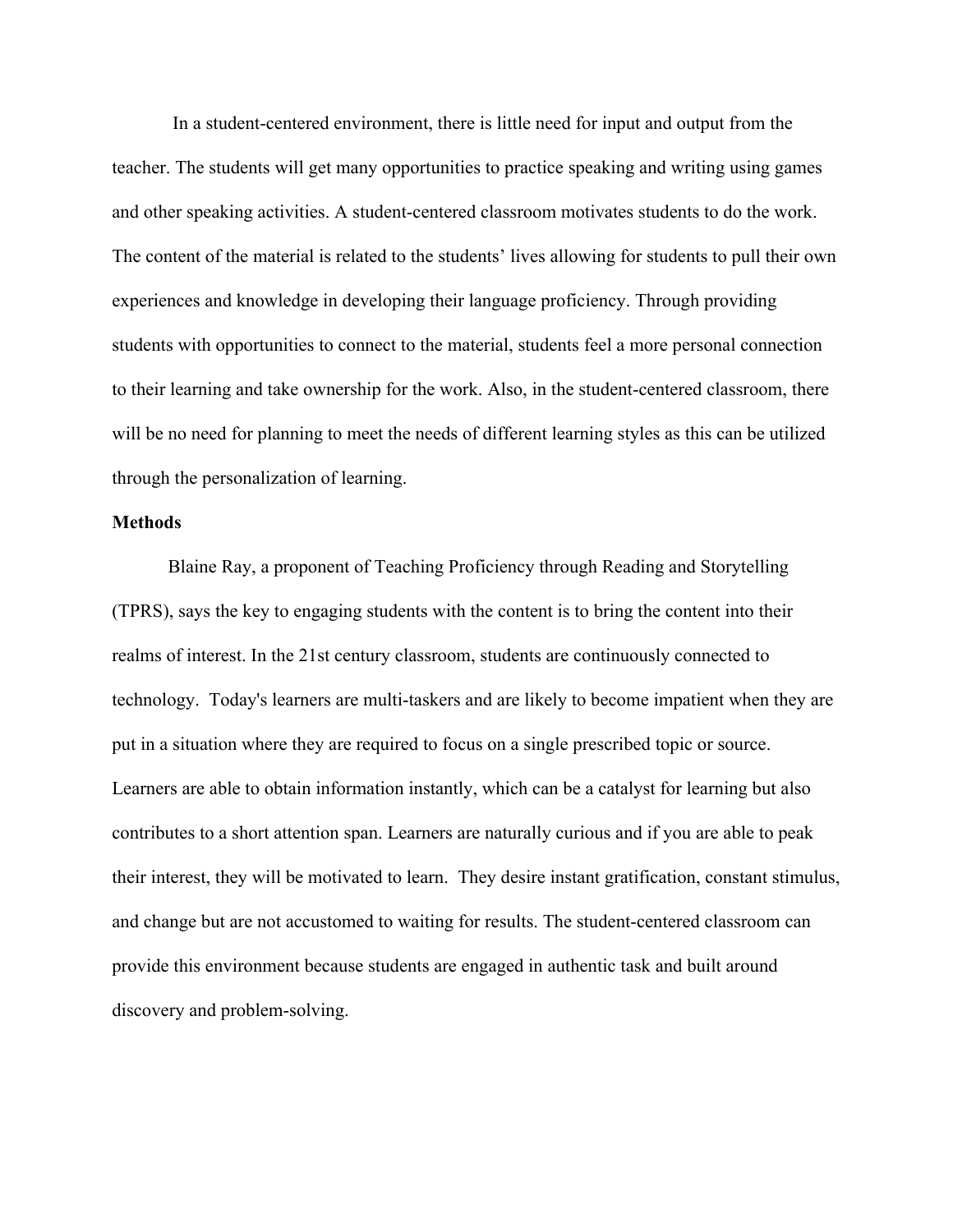In a student-centered environment, there is little need for input and output from the teacher. The students will get many opportunities to practice speaking and writing using games and other speaking activities. A student-centered classroom motivates students to do the work. The content of the material is related to the students' lives allowing for students to pull their own experiences and knowledge in developing their language proficiency. Through providing students with opportunities to connect to the material, students feel a more personal connection to their learning and take ownership for the work. Also, in the student-centered classroom, there will be no need for planning to meet the needs of different learning styles as this can be utilized through the personalization of learning.

**Methods**

Blaine Ray, a proponent of Teaching Proficiency through Reading and Storytelling (TPRS), says the key to engaging students with the content is to bring the content into their realms of interest. In the 21st century classroom, students are continuously connected to technology. Today's learners are multi-taskers and are likely to become impatient when they are put in a situation where they are required to focus on a single prescribed topic or source. Learners are able to obtain information instantly, which can be a catalyst for learning but also contributes to a short attention span. Learners are naturally curious and if you are able to peak their interest, they will be motivated to learn. They desire instant gratification, constant stimulus, and change but are not accustomed to waiting for results. The student-centered classroom can provide this environment because students are engaged in authentic task and built around discovery and problem-solving.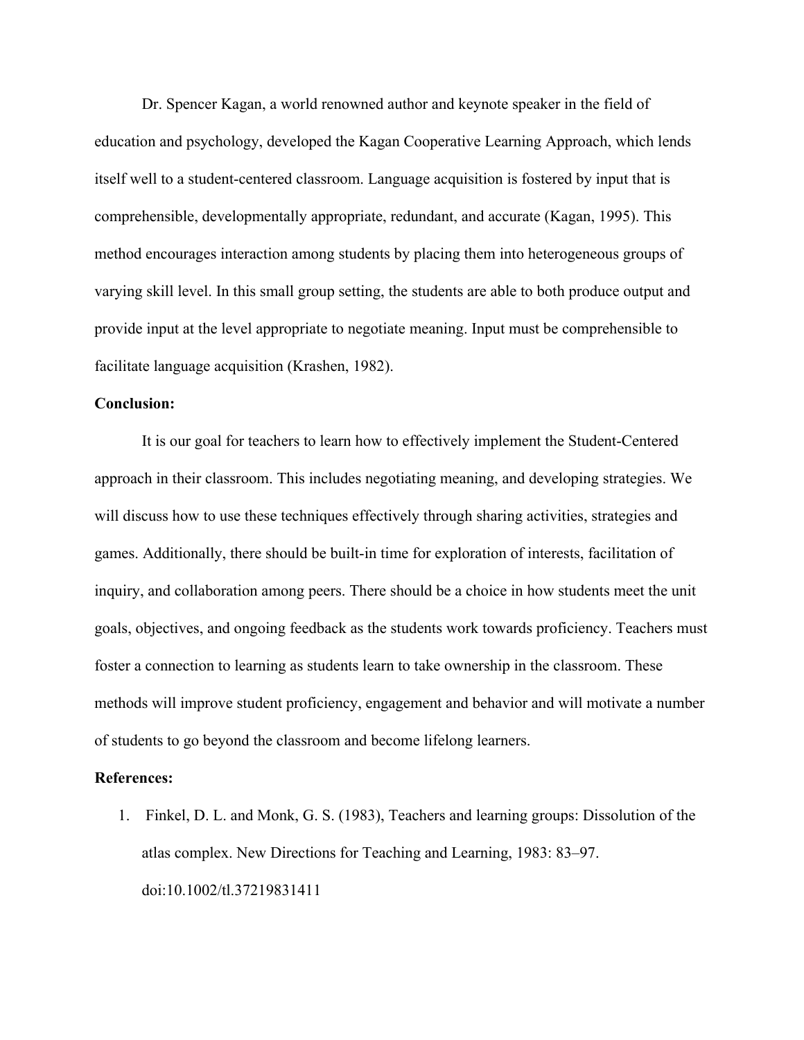Dr. Spencer Kagan, a world renowned author and keynote speaker in the field of education and psychology, developed the Kagan Cooperative Learning Approach, which lends itself well to a student-centered classroom. Language acquisition is fostered by input that is comprehensible, developmentally appropriate, redundant, and accurate (Kagan, 1995). This method encourages interaction among students by placing them into heterogeneous groups of varying skill level. In this small group setting, the students are able to both produce output and provide input at the level appropriate to negotiate meaning. Input must be comprehensible to facilitate language acquisition (Krashen, 1982).

**Conclusion:**

It is our goal for teachers to learn how to effectively implement the Student-Centered approach in their classroom. This includes negotiating meaning, and developing strategies. We will discuss how to use these techniques effectively through sharing activities, strategies and games. Additionally, there should be built-in time for exploration of interests, facilitation of inquiry, and collaboration among peers. There should be a choice in how students meet the unit goals, objectives, and ongoing feedback as the students work towards proficiency. Teachers must foster a connection to learning as students learn to take ownership in the classroom. These methods will improve student proficiency, engagement and behavior and will motivate a number of students to go beyond the classroom and become lifelong learners.

**References:**

1. Finkel, D. L. and Monk, G. S. (1983), Teachers and learning groups: Dissolution of the atlas complex. New Directions for Teaching and Learning, 1983: 83–97. doi:10.1002/tl.37219831411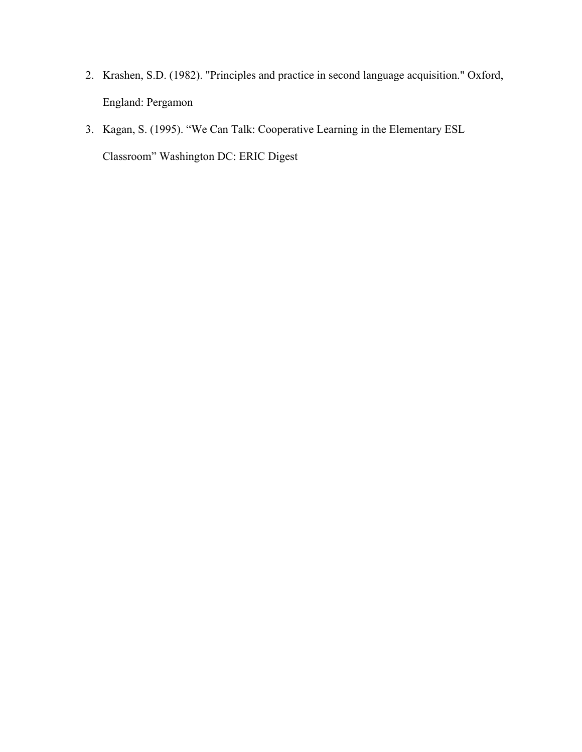2. Krashen, S.D. (1982). "Principles and practice in second language acquisition." Oxford, England: Pergamon
3. Kagan, S. (1995). “We Can Talk: Cooperative Learning in the Elementary ESL Classroom” Washington DC: ERIC Digest